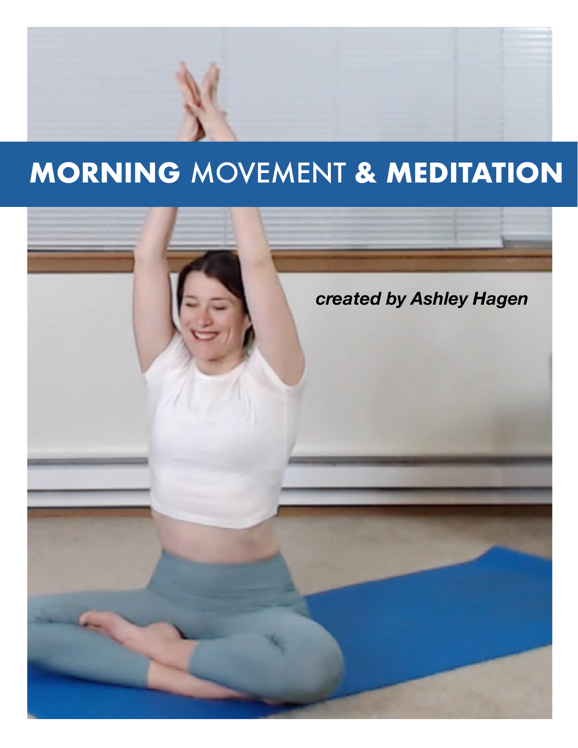# **MORNING** MOVEMENT & **MEDITATION**

***created by Ashley Hagen***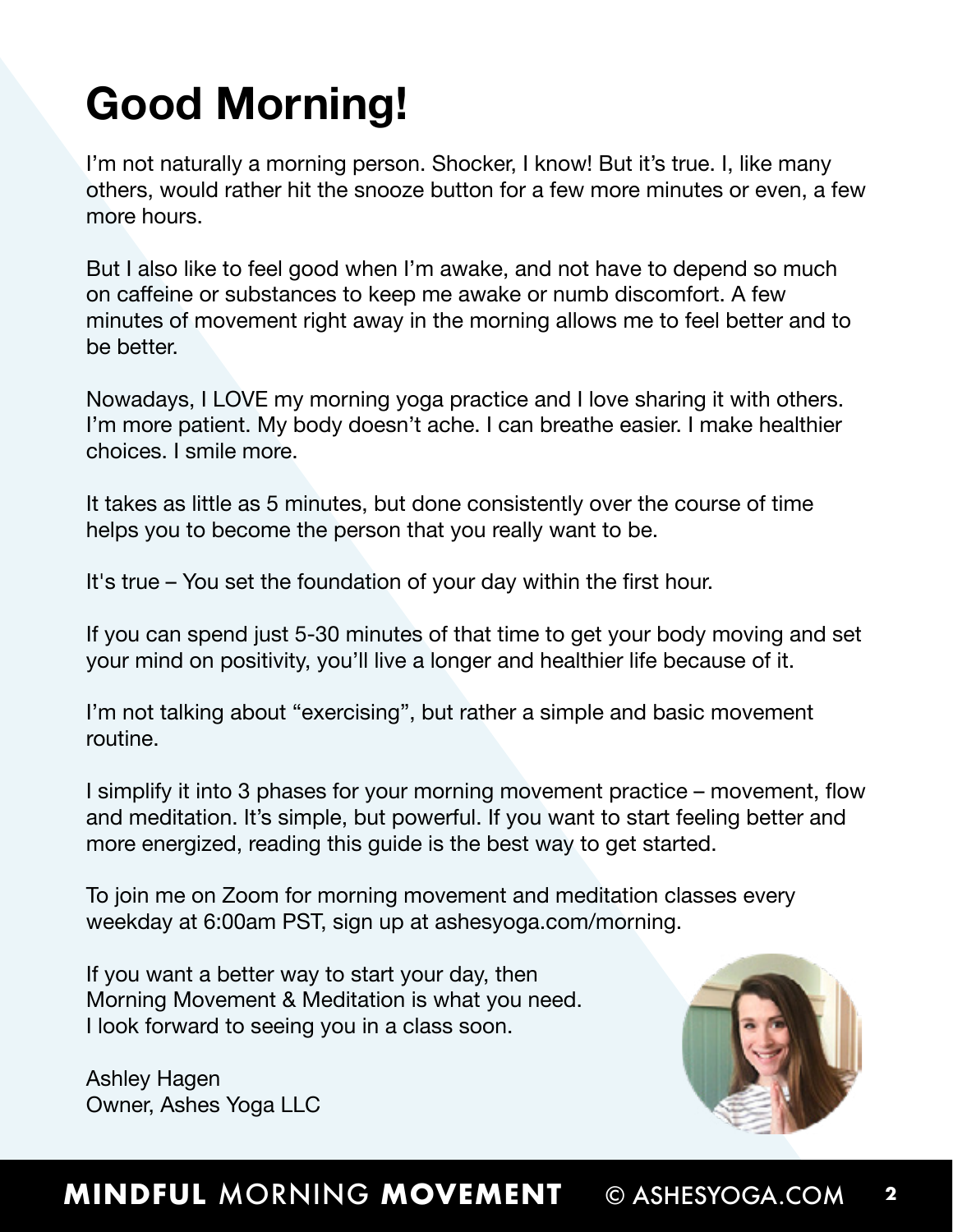# Good Morning!

I'm not naturally a morning person. Shocker, I know! But it's true. I, like many others, would rather hit the snooze button for a few more minutes or even, a few more hours.

But I also like to feel good when I'm awake, and not have to depend so much on caffeine or substances to keep me awake or numb discomfort. A few minutes of movement right away in the morning allows me to feel better and to be better.

Nowadays, I LOVE my morning yoga practice and I love sharing it with others. I'm more patient. My body doesn't ache. I can breathe easier. I make healthier choices. I smile more.

It takes as little as 5 minutes, but done consistently over the course of time helps you to become the person that you really want to be.

It's true – You set the foundation of your day within the first hour.

If you can spend just 5-30 minutes of that time to get your body moving and set your mind on positivity, you'll live a longer and healthier life because of it.

I'm not talking about "exercising", but rather a simple and basic movement routine.

I simplify it into 3 phases for your morning movement practice – movement, flow and meditation. It's simple, but powerful. If you want to start feeling better and more energized, reading this guide is the best way to get started.

To join me on Zoom for morning movement and meditation classes every weekday at 6:00am PST, sign up at ashesyoga.com/morning.

If you want a better way to start your day, then Morning Movement & Meditation is what you need. I look forward to seeing you in a class soon.

Ashley Hagen
Owner, Ashes Yoga LLC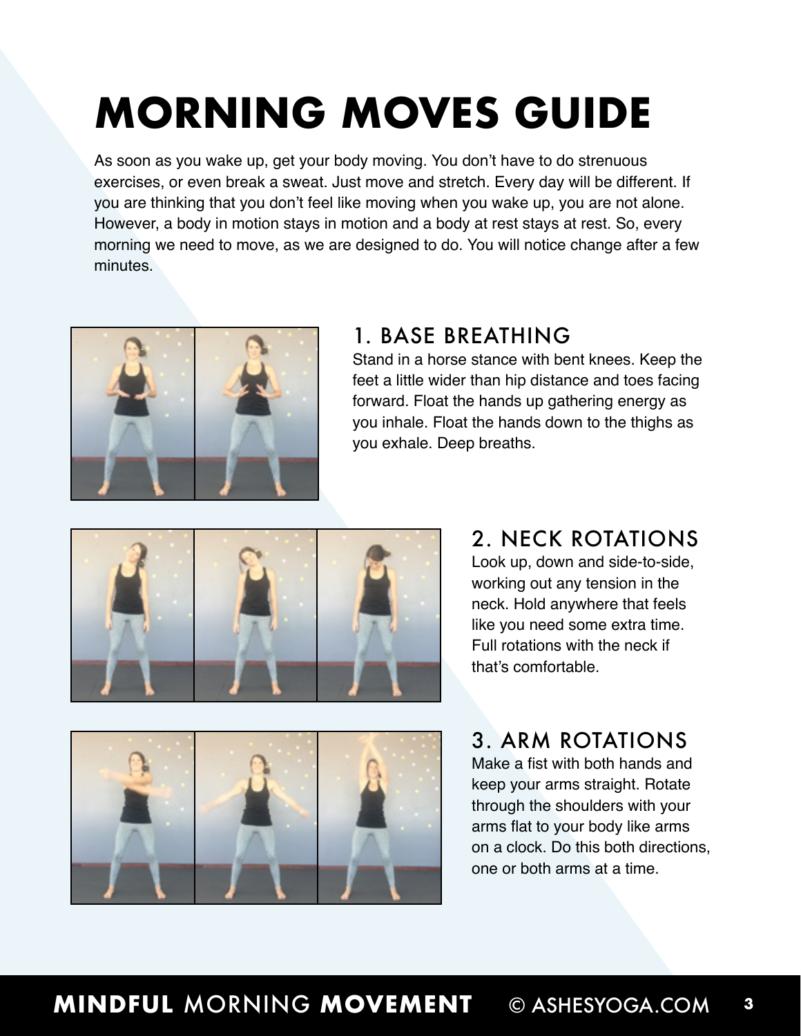# MORNING MOVES GUIDE

As soon as you wake up, get your body moving. You don't have to do strenuous exercises, or even break a sweat. Just move and stretch. Every day will be different. If you are thinking that you don't feel like moving when you wake up, you are not alone. However, a body in motion stays in motion and a body at rest stays at rest. So, every morning we need to move, as we are designed to do. You will notice change after a few minutes.

## 1. BASE BREATHING

Stand in a horse stance with bent knees. Keep the feet a little wider than hip distance and toes facing forward. Float the hands up gathering energy as you inhale. Float the hands down to the thighs as you exhale. Deep breaths.

## 2. NECK ROTATIONS

Look up, down and side-to-side, working out any tension in the neck. Hold anywhere that feels like you need some extra time. Full rotations with the neck if that's comfortable.

## 3. ARM ROTATIONS

Make a fist with both hands and keep your arms straight. Rotate through the shoulders with your arms flat to your body like arms on a clock. Do this both directions, one or both arms at a time.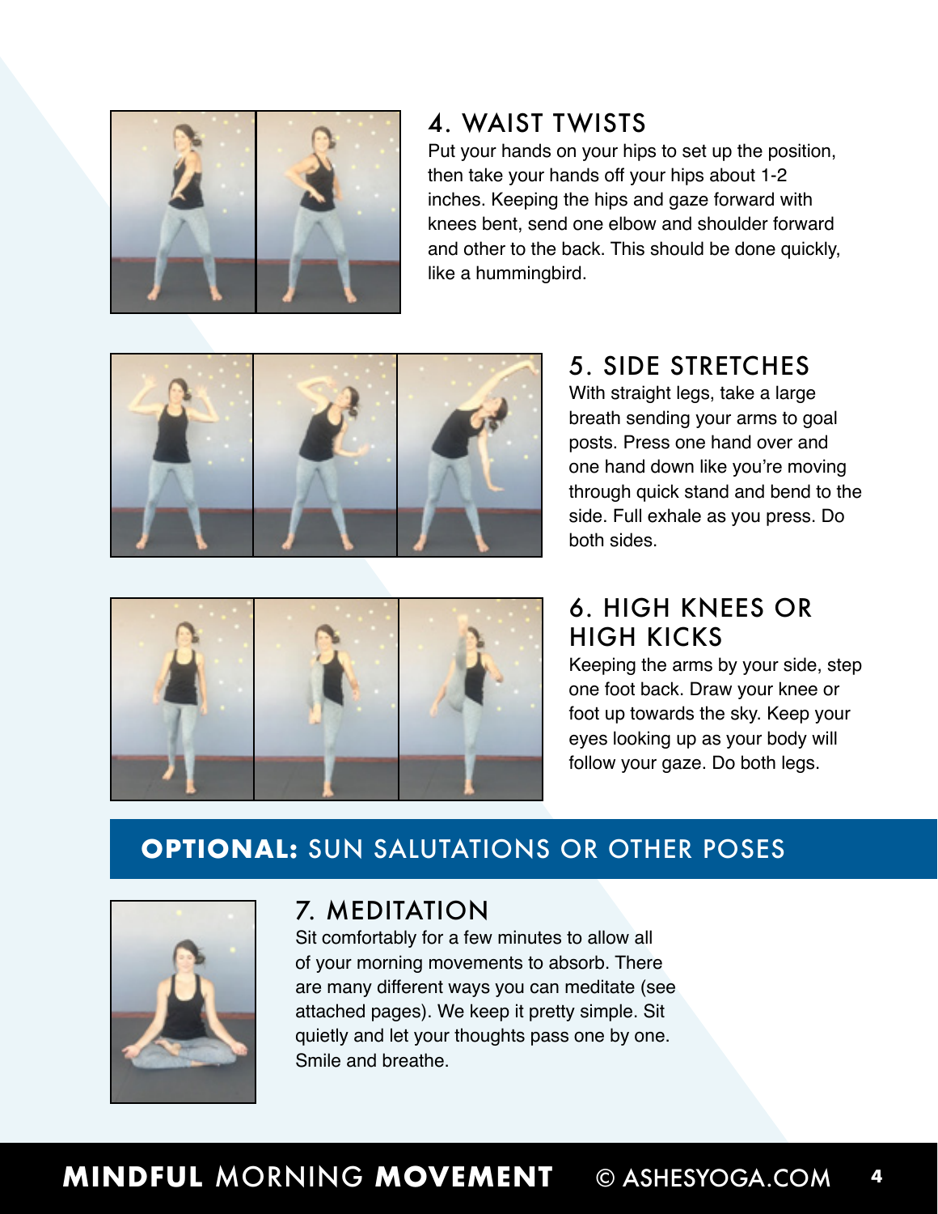## 4. WAIST TWISTS

Put your hands on your hips to set up the position, then take your hands off your hips about 1-2 inches. Keeping the hips and gaze forward with knees bent, send one elbow and shoulder forward and other to the back. This should be done quickly, like a hummingbird.

## 5. SIDE STRETCHES

With straight legs, take a large breath sending your arms to goal posts. Press one hand over and one hand down like you're moving through quick stand and bend to the side. Full exhale as you press. Do both sides.

## 6. HIGH KNEES OR HIGH KICKS

Keeping the arms by your side, step one foot back. Draw your knee or foot up towards the sky. Keep your eyes looking up as your body will follow your gaze. Do both legs.

## **OPTIONAL:** SUN SALUTATIONS OR OTHER POSES

## 7. MEDITATION

Sit comfortably for a few minutes to allow all of your morning movements to absorb. There are many different ways you can meditate (see attached pages). We keep it pretty simple. Sit quietly and let your thoughts pass one by one. Smile and breathe.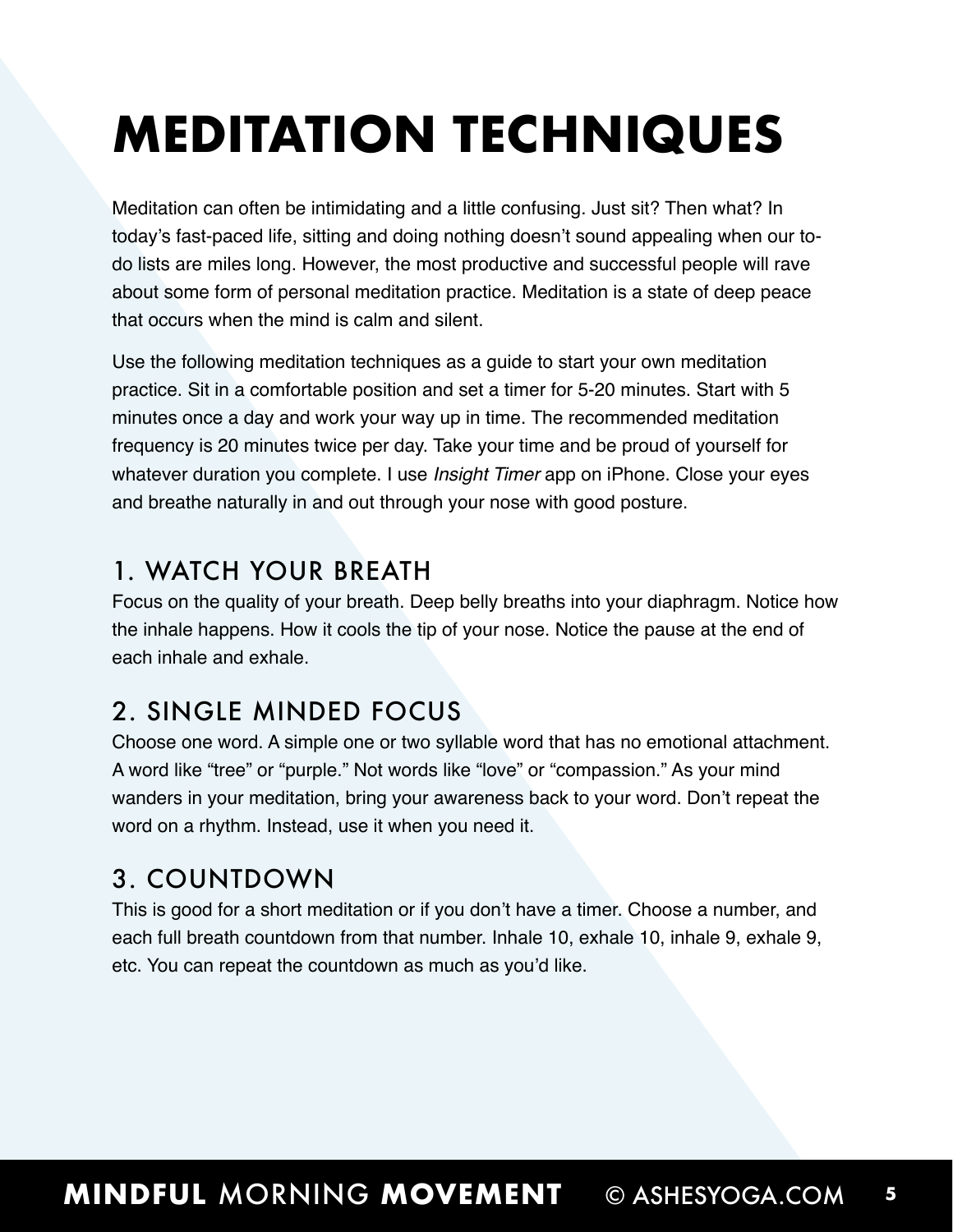# MEDITATION TECHNIQUES

Meditation can often be intimidating and a little confusing. Just sit? Then what? In today's fast-paced life, sitting and doing nothing doesn't sound appealing when our to-do lists are miles long. However, the most productive and successful people will rave about some form of personal meditation practice. Meditation is a state of deep peace that occurs when the mind is calm and silent.

Use the following meditation techniques as a guide to start your own meditation practice. Sit in a comfortable position and set a timer for 5-20 minutes. Start with 5 minutes once a day and work your way up in time. The recommended meditation frequency is 20 minutes twice per day. Take your time and be proud of yourself for whatever duration you complete. I use *Insight Timer* app on iPhone. Close your eyes and breathe naturally in and out through your nose with good posture.

## 1. WATCH YOUR BREATH

Focus on the quality of your breath. Deep belly breaths into your diaphragm. Notice how the inhale happens. How it cools the tip of your nose. Notice the pause at the end of each inhale and exhale.

## 2. SINGLE MINDED FOCUS

Choose one word. A simple one or two syllable word that has no emotional attachment. A word like "tree" or "purple." Not words like "love" or "compassion." As your mind wanders in your meditation, bring your awareness back to your word. Don't repeat the word on a rhythm. Instead, use it when you need it.

## 3. COUNTDOWN

This is good for a short meditation or if you don't have a timer. Choose a number, and each full breath countdown from that number. Inhale 10, exhale 10, inhale 9, exhale 9, etc. You can repeat the countdown as much as you'd like.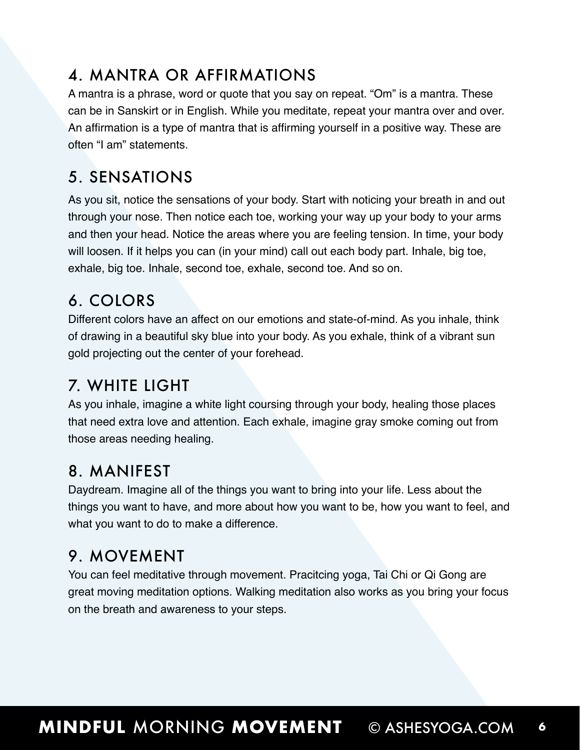## 4. MANTRA OR AFFIRMATIONS

A mantra is a phrase, word or quote that you say on repeat. "Om" is a mantra. These can be in Sanskirt or in English. While you meditate, repeat your mantra over and over. An affirmation is a type of mantra that is affirming yourself in a positive way. These are often "I am" statements.

## 5. SENSATIONS

As you sit, notice the sensations of your body. Start with noticing your breath in and out through your nose. Then notice each toe, working your way up your body to your arms and then your head. Notice the areas where you are feeling tension. In time, your body will loosen. If it helps you can (in your mind) call out each body part. Inhale, big toe, exhale, big toe. Inhale, second toe, exhale, second toe. And so on.

## 6. COLORS

Different colors have an affect on our emotions and state-of-mind. As you inhale, think of drawing in a beautiful sky blue into your body. As you exhale, think of a vibrant sun gold projecting out the center of your forehead.

## 7. WHITE LIGHT

As you inhale, imagine a white light coursing through your body, healing those places that need extra love and attention. Each exhale, imagine gray smoke coming out from those areas needing healing.

## 8. MANIFEST

Daydream. Imagine all of the things you want to bring into your life. Less about the things you want to have, and more about how you want to be, how you want to feel, and what you want to do to make a difference.

## 9. MOVEMENT

You can feel meditative through movement. Pracitcing yoga, Tai Chi or Qi Gong are great moving meditation options. Walking meditation also works as you bring your focus on the breath and awareness to your steps.